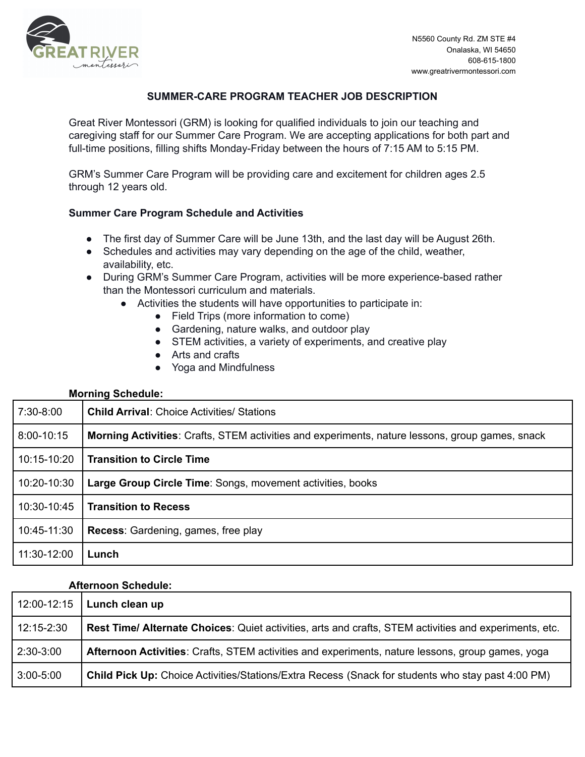N5560 County Rd. ZM STE #4
Onalaska, WI 54650
608-615-1800
www.greatrivermontessori.com

## SUMMER-CARE PROGRAM TEACHER JOB DESCRIPTION

Great River Montessori (GRM) is looking for qualified individuals to join our teaching and caregiving staff for our Summer Care Program. We are accepting applications for both part and full-time positions, filling shifts Monday-Friday between the hours of 7:15 AM to 5:15 PM.

GRM's Summer Care Program will be providing care and excitement for children ages 2.5 through 12 years old.

### Summer Care Program Schedule and Activities

- The first day of Summer Care will be June 13th, and the last day will be August 26th.
- Schedules and activities may vary depending on the age of the child, weather, availability, etc.
- During GRM's Summer Care Program, activities will be more experience-based rather than the Montessori curriculum and materials.
  - Activities the students will have opportunities to participate in:
    - Field Trips (more information to come)
    - Gardening, nature walks, and outdoor play
    - STEM activities, a variety of experiments, and creative play
    - Arts and crafts
    - Yoga and Mindfulness

**Morning Schedule:**

| | |
|---|---|
| 7:30-8:00 | **Child Arrival**: Choice Activities/ Stations |
| 8:00-10:15 | **Morning Activities**: Crafts, STEM activities and experiments, nature lessons, group games, snack |
| 10:15-10:20 | **Transition to Circle Time** |
| 10:20-10:30 | **Large Group Circle Time**: Songs, movement activities, books |
| 10:30-10:45 | **Transition to Recess** |
| 10:45-11:30 | **Recess**: Gardening, games, free play |
| 11:30-12:00 | **Lunch** |

**Afternoon Schedule:**

| | |
|---|---|
| 12:00-12:15 | **Lunch clean up** |
| 12:15-2:30 | **Rest Time/ Alternate Choices**: Quiet activities, arts and crafts, STEM activities and experiments, etc. |
| 2:30-3:00 | **Afternoon Activities**: Crafts, STEM activities and experiments, nature lessons, group games, yoga |
| 3:00-5:00 | **Child Pick Up:** Choice Activities/Stations/Extra Recess (Snack for students who stay past 4:00 PM) |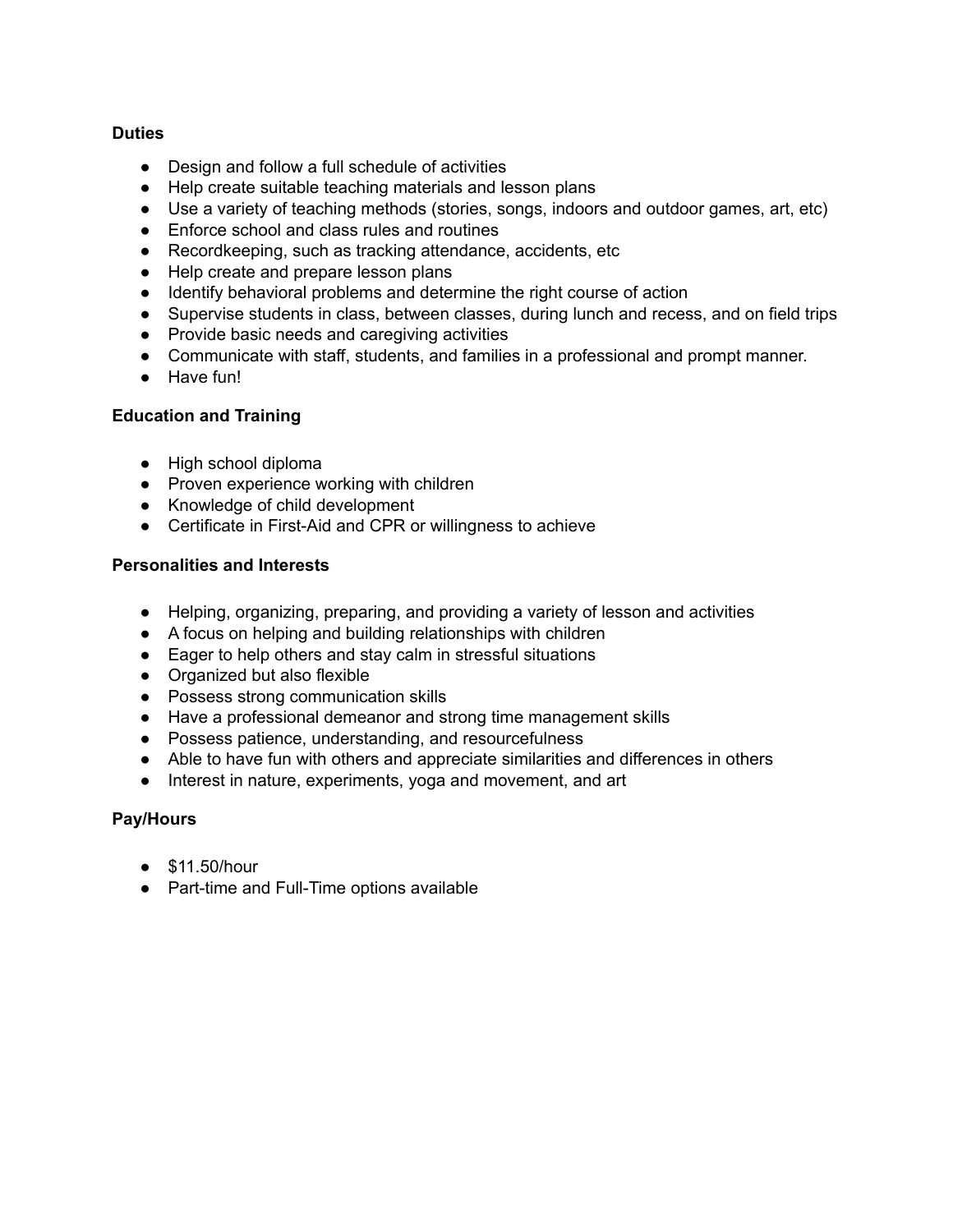**Duties**

- Design and follow a full schedule of activities
- Help create suitable teaching materials and lesson plans
- Use a variety of teaching methods (stories, songs, indoors and outdoor games, art, etc)
- Enforce school and class rules and routines
- Recordkeeping, such as tracking attendance, accidents, etc
- Help create and prepare lesson plans
- Identify behavioral problems and determine the right course of action
- Supervise students in class, between classes, during lunch and recess, and on field trips
- Provide basic needs and caregiving activities
- Communicate with staff, students, and families in a professional and prompt manner.
- Have fun!

**Education and Training**

- High school diploma
- Proven experience working with children
- Knowledge of child development
- Certificate in First-Aid and CPR or willingness to achieve

**Personalities and Interests**

- Helping, organizing, preparing, and providing a variety of lesson and activities
- A focus on helping and building relationships with children
- Eager to help others and stay calm in stressful situations
- Organized but also flexible
- Possess strong communication skills
- Have a professional demeanor and strong time management skills
- Possess patience, understanding, and resourcefulness
- Able to have fun with others and appreciate similarities and differences in others
- Interest in nature, experiments, yoga and movement, and art

**Pay/Hours**

- $11.50/hour
- Part-time and Full-Time options available